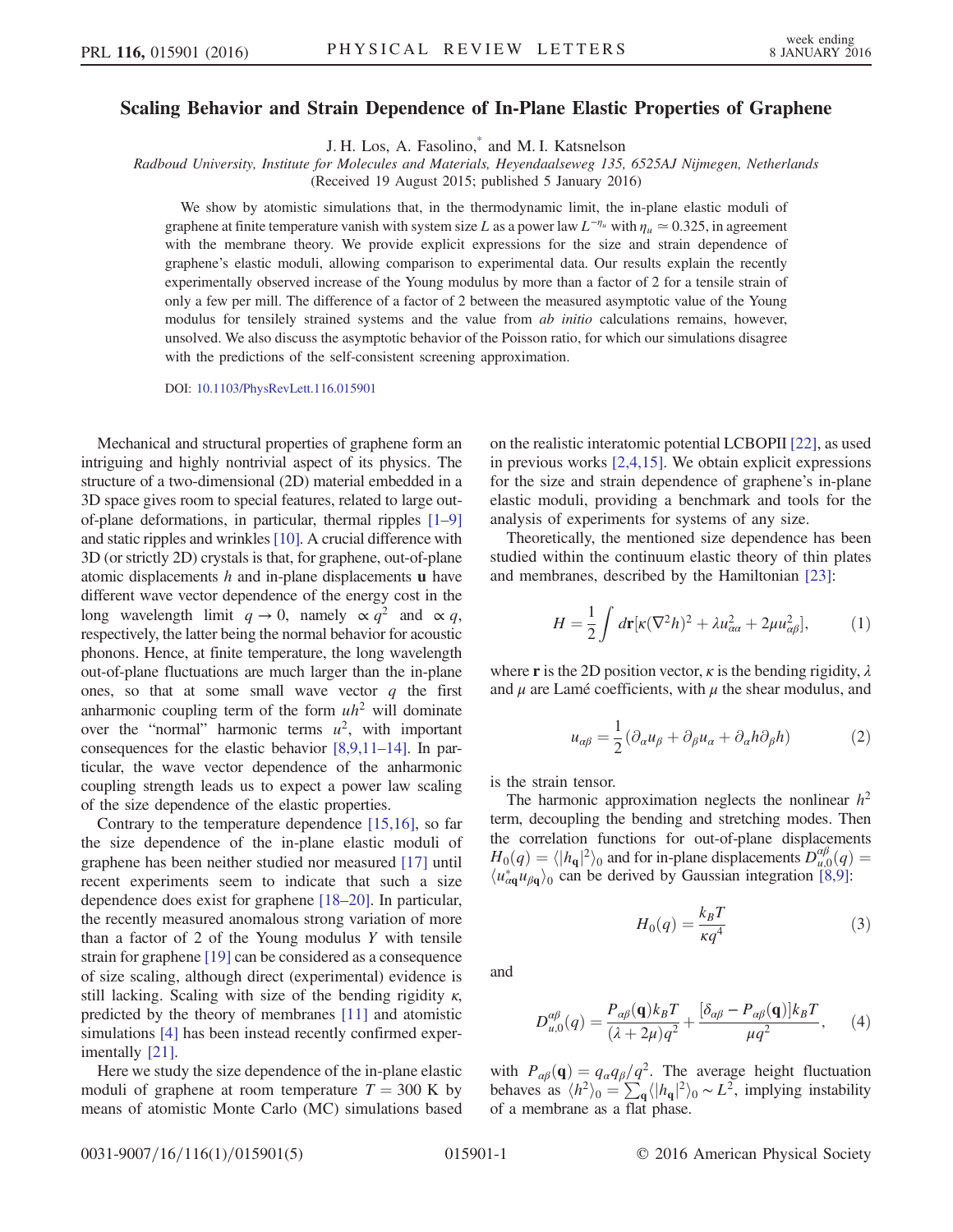# Scaling Behavior and Strain Dependence of In-Plane Elastic Properties of Graphene

J. H. Los, A. Fasolino,* and M. I. Katsnelson

*Radboud University, Institute for Molecules and Materials, Heyendaalseweg 135, 6525AJ Nijmegen, Netherlands*

(Received 19 August 2015; published 5 January 2016)

We show by atomistic simulations that, in the thermodynamic limit, the in-plane elastic moduli of graphene at finite temperature vanish with system size $L$ as a power law $L^{-\eta_u}$ with $\eta_u \simeq 0.325$, in agreement with the membrane theory. We provide explicit expressions for the size and strain dependence of graphene's elastic moduli, allowing comparison to experimental data. Our results explain the recently experimentally observed increase of the Young modulus by more than a factor of 2 for a tensile strain of only a few per mill. The difference of a factor of 2 between the measured asymptotic value of the Young modulus for tensilely strained systems and the value from *ab initio* calculations remains, however, unsolved. We also discuss the asymptotic behavior of the Poisson ratio, for which our simulations disagree with the predictions of the self-consistent screening approximation.

DOI: 10.1103/PhysRevLett.116.015901

Mechanical and structural properties of graphene form an intriguing and highly nontrivial aspect of its physics. The structure of a two-dimensional (2D) material embedded in a 3D space gives room to special features, related to large out-of-plane deformations, in particular, thermal ripples [1–9] and static ripples and wrinkles [10]. A crucial difference with 3D (or strictly 2D) crystals is that, for graphene, out-of-plane atomic displacements $h$ and in-plane displacements $\mathbf{u}$ have different wave vector dependence of the energy cost in the long wavelength limit $q \to 0$, namely $\propto q^2$ and $\propto q$, respectively, the latter being the normal behavior for acoustic phonons. Hence, at finite temperature, the long wavelength out-of-plane fluctuations are much larger than the in-plane ones, so that at some small wave vector $q$ the first anharmonic coupling term of the form $uh^2$ will dominate over the "normal" harmonic terms $u^2$, with important consequences for the elastic behavior [8,9,11–14]. In particular, the wave vector dependence of the anharmonic coupling strength leads us to expect a power law scaling of the size dependence of the elastic properties.

Contrary to the temperature dependence [15,16], so far the size dependence of the in-plane elastic moduli of graphene has been neither studied nor measured [17] until recent experiments seem to indicate that such a size dependence does exist for graphene [18–20]. In particular, the recently measured anomalous strong variation of more than a factor of 2 of the Young modulus $Y$ with tensile strain for graphene [19] can be considered as a consequence of size scaling, although direct (experimental) evidence is still lacking. Scaling with size of the bending rigidity $\kappa$, predicted by the theory of membranes [11] and atomistic simulations [4] has been instead recently confirmed experimentally [21].

Here we study the size dependence of the in-plane elastic moduli of graphene at room temperature $T = 300$ K by means of atomistic Monte Carlo (MC) simulations based on the realistic interatomic potential LCBOPII [22], as used in previous works [2,4,15]. We obtain explicit expressions for the size and strain dependence of graphene's in-plane elastic moduli, providing a benchmark and tools for the analysis of experiments for systems of any size.

Theoretically, the mentioned size dependence has been studied within the continuum elastic theory of thin plates and membranes, described by the Hamiltonian [23]:

$$H = \frac{1}{2}\int d\mathbf{r}[\kappa(\nabla^2 h)^2 + \lambda u_{\alpha\alpha}^2 + 2\mu u_{\alpha\beta}^2], \tag{1}$$

where $\mathbf{r}$ is the 2D position vector, $\kappa$ is the bending rigidity, $\lambda$ and $\mu$ are Lamé coefficients, with $\mu$ the shear modulus, and

$$u_{\alpha\beta} = \frac{1}{2}(\partial_\alpha u_\beta + \partial_\beta u_\alpha + \partial_\alpha h \partial_\beta h) \tag{2}$$

is the strain tensor.

The harmonic approximation neglects the nonlinear $h^2$ term, decoupling the bending and stretching modes. Then the correlation functions for out-of-plane displacements $H_0(q) = \langle |h_{\mathbf{q}}|^2\rangle_0$ and for in-plane displacements $D_{u,0}^{\alpha\beta}(q) = \langle u_{\alpha\mathbf{q}}^* u_{\beta\mathbf{q}}\rangle_0$ can be derived by Gaussian integration [8,9]:

$$H_0(q) = \frac{k_B T}{\kappa q^4} \tag{3}$$

and

$$D_{u,0}^{\alpha\beta}(q) = \frac{P_{\alpha\beta}(\mathbf{q})k_B T}{(\lambda + 2\mu)q^2} + \frac{[\delta_{\alpha\beta} - P_{\alpha\beta}(\mathbf{q})]k_B T}{\mu q^2}, \tag{4}$$

with $P_{\alpha\beta}(\mathbf{q}) = q_\alpha q_\beta / q^2$. The average height fluctuation behaves as $\langle h^2\rangle_0 = \sum_{\mathbf{q}}\langle |h_{\mathbf{q}}|^2\rangle_0 \sim L^2$, implying instability of a membrane as a flat phase.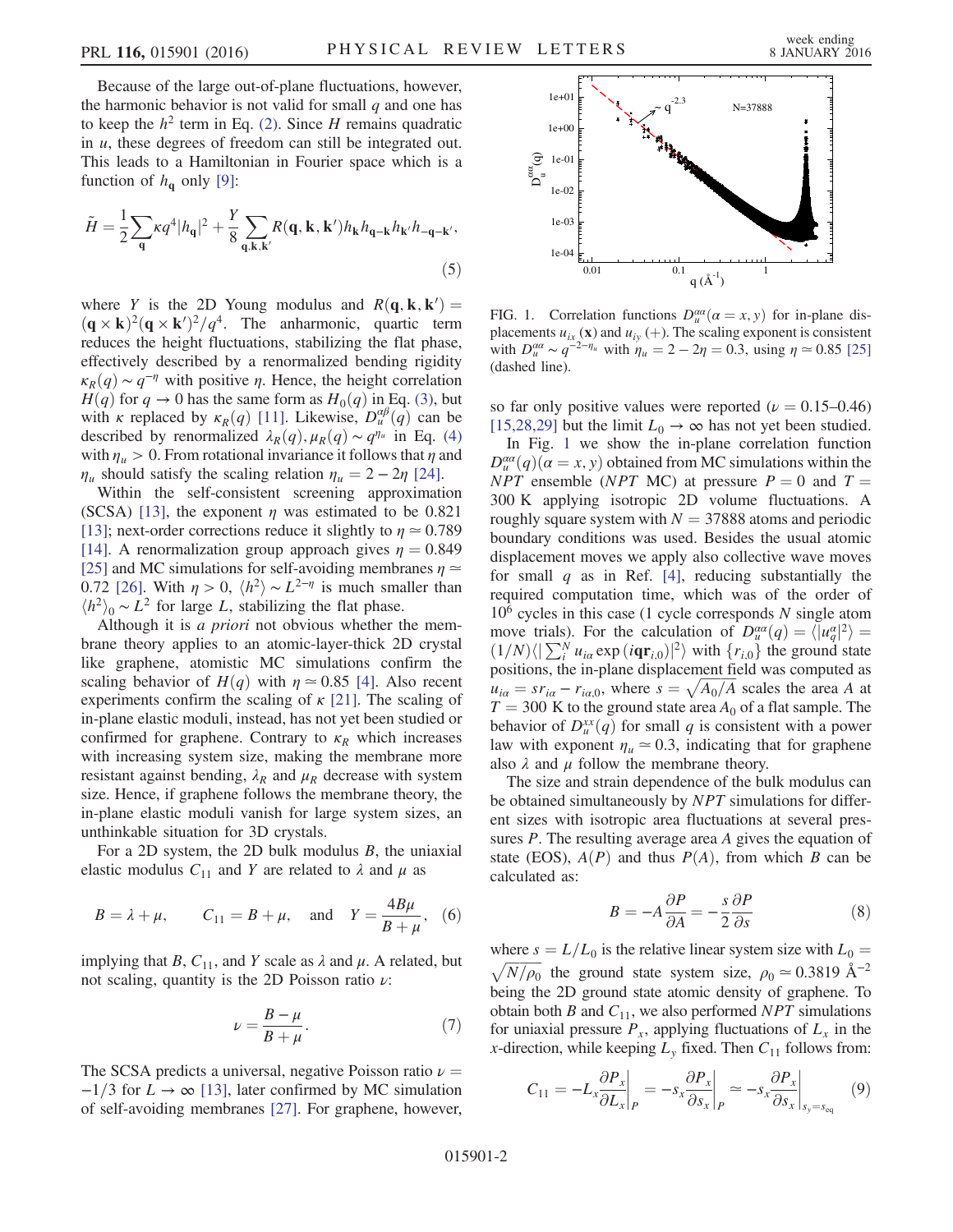Because of the large out-of-plane fluctuations, however, the harmonic behavior is not valid for small $q$ and one has to keep the $h^2$ term in Eq. (2). Since $H$ remains quadratic in $u$, these degrees of freedom can still be integrated out. This leads to a Hamiltonian in Fourier space which is a function of $h_{\mathbf{q}}$ only [9]:

$$\tilde{H} = \frac{1}{2}\sum_{\mathbf{q}} \kappa q^4 |h_{\mathbf{q}}|^2 + \frac{Y}{8}\sum_{\mathbf{q},\mathbf{k},\mathbf{k}'} R(\mathbf{q},\mathbf{k},\mathbf{k}') h_{\mathbf{k}} h_{\mathbf{q}-\mathbf{k}} h_{\mathbf{k}'} h_{-\mathbf{q}-\mathbf{k}'}, \tag{5}$$

where $Y$ is the 2D Young modulus and $R(\mathbf{q},\mathbf{k},\mathbf{k}') = (\mathbf{q}\times\mathbf{k})^2(\mathbf{q}\times\mathbf{k}')^2/q^4$. The anharmonic, quartic term reduces the height fluctuations, stabilizing the flat phase, effectively described by a renormalized bending rigidity $\kappa_R(q) \sim q^{-\eta}$ with positive $\eta$. Hence, the height correlation $H(q)$ for $q \to 0$ has the same form as $H_0(q)$ in Eq. (3), but with $\kappa$ replaced by $\kappa_R(q)$ [11]. Likewise, $D_u^{\alpha\beta}(q)$ can be described by renormalized $\lambda_R(q), \mu_R(q) \sim q^{\eta_u}$ in Eq. (4) with $\eta_u > 0$. From rotational invariance it follows that $\eta$ and $\eta_u$ should satisfy the scaling relation $\eta_u = 2 - 2\eta$ [24].

Within the self-consistent screening approximation (SCSA) [13], the exponent $\eta$ was estimated to be 0.821 [13]; next-order corrections reduce it slightly to $\eta \simeq 0.789$ [14]. A renormalization group approach gives $\eta = 0.849$ [25] and MC simulations for self-avoiding membranes $\eta \simeq 0.72$ [26]. With $\eta > 0$, $\langle h^2 \rangle \sim L^{2-\eta}$ is much smaller than $\langle h^2 \rangle_0 \sim L^2$ for large $L$, stabilizing the flat phase.

Although it is *a priori* not obvious whether the membrane theory applies to an atomic-layer-thick 2D crystal like graphene, atomistic MC simulations confirm the scaling behavior of $H(q)$ with $\eta \simeq 0.85$ [4]. Also recent experiments confirm the scaling of $\kappa$ [21]. The scaling of in-plane elastic moduli, instead, has not yet been studied or confirmed for graphene. Contrary to $\kappa_R$ which increases with increasing system size, making the membrane more resistant against bending, $\lambda_R$ and $\mu_R$ decrease with system size. Hence, if graphene follows the membrane theory, the in-plane elastic moduli vanish for large system sizes, an unthinkable situation for 3D crystals.

For a 2D system, the 2D bulk modulus $B$, the uniaxial elastic modulus $C_{11}$ and $Y$ are related to $\lambda$ and $\mu$ as

$$B = \lambda + \mu, \qquad C_{11} = B + \mu, \quad \text{and} \quad Y = \frac{4B\mu}{B+\mu}, \tag{6}$$

implying that $B$, $C_{11}$, and $Y$ scale as $\lambda$ and $\mu$. A related, but not scaling, quantity is the 2D Poisson ratio $\nu$:

$$\nu = \frac{B - \mu}{B + \mu}. \tag{7}$$

The SCSA predicts a universal, negative Poisson ratio $\nu = -1/3$ for $L \to \infty$ [13], later confirmed by MC simulation of self-avoiding membranes [27]. For graphene, however, so far only positive values were reported ($\nu = 0.15$–$0.46$) [15,28,29] but the limit $L_0 \to \infty$ has not yet been studied.

FIG. 1. Correlation functions $D_u^{\alpha\alpha}(\alpha = x, y)$ for in-plane displacements $u_{ix}$ (x) and $u_{iy}$ (+). The scaling exponent is consistent with $D_u^{\alpha\alpha} \sim q^{-2-\eta_u}$ with $\eta_u = 2 - 2\eta = 0.3$, using $\eta \simeq 0.85$ [25] (dashed line).

In Fig. 1 we show the in-plane correlation function $D_u^{\alpha\alpha}(q)(\alpha = x, y)$ obtained from MC simulations within the *NPT* ensemble (*NPT* MC) at pressure $P = 0$ and $T = 300$ K applying isotropic 2D volume fluctuations. A roughly square system with $N = 37888$ atoms and periodic boundary conditions was used. Besides the usual atomic displacement moves we apply also collective wave moves for small $q$ as in Ref. [4], reducing substantially the required computation time, which was of the order of $10^6$ cycles in this case (1 cycle corresponds $N$ single atom move trials). For the calculation of $D_u^{\alpha\alpha}(q) = \langle |u_q^{\alpha}|^2 \rangle = (1/N)\langle |\sum_i^N u_{i\alpha} \exp(i\mathbf{q}\mathbf{r}_{i,0})|^2 \rangle$ with $\{r_{i,0}\}$ the ground state positions, the in-plane displacement field was computed as $u_{i\alpha} = s r_{i\alpha} - r_{i\alpha,0}$, where $s = \sqrt{A_0/A}$ scales the area $A$ at $T = 300$ K to the ground state area $A_0$ of a flat sample. The behavior of $D_u^{xx}(q)$ for small $q$ is consistent with a power law with exponent $\eta_u \simeq 0.3$, indicating that for graphene also $\lambda$ and $\mu$ follow the membrane theory.

The size and strain dependence of the bulk modulus can be obtained simultaneously by *NPT* simulations for different sizes with isotropic area fluctuations at several pressures $P$. The resulting average area $A$ gives the equation of state (EOS), $A(P)$ and thus $P(A)$, from which $B$ can be calculated as:

$$B = -A\frac{\partial P}{\partial A} = -\frac{s}{2}\frac{\partial P}{\partial s} \tag{8}$$

where $s = L/L_0$ is the relative linear system size with $L_0 = \sqrt{N/\rho_0}$ the ground state system size, $\rho_0 \simeq 0.3819$ Å$^{-2}$ being the 2D ground state atomic density of graphene. To obtain both $B$ and $C_{11}$, we also performed *NPT* simulations for uniaxial pressure $P_x$, applying fluctuations of $L_x$ in the $x$-direction, while keeping $L_y$ fixed. Then $C_{11}$ follows from:

$$C_{11} = -L_x\frac{\partial P_x}{\partial L_x}\bigg|_P = -s_x\frac{\partial P_x}{\partial s_x}\bigg|_P \simeq -s_x\frac{\partial P_x}{\partial s_x}\bigg|_{s_y = s_{\text{eq}}} \tag{9}$$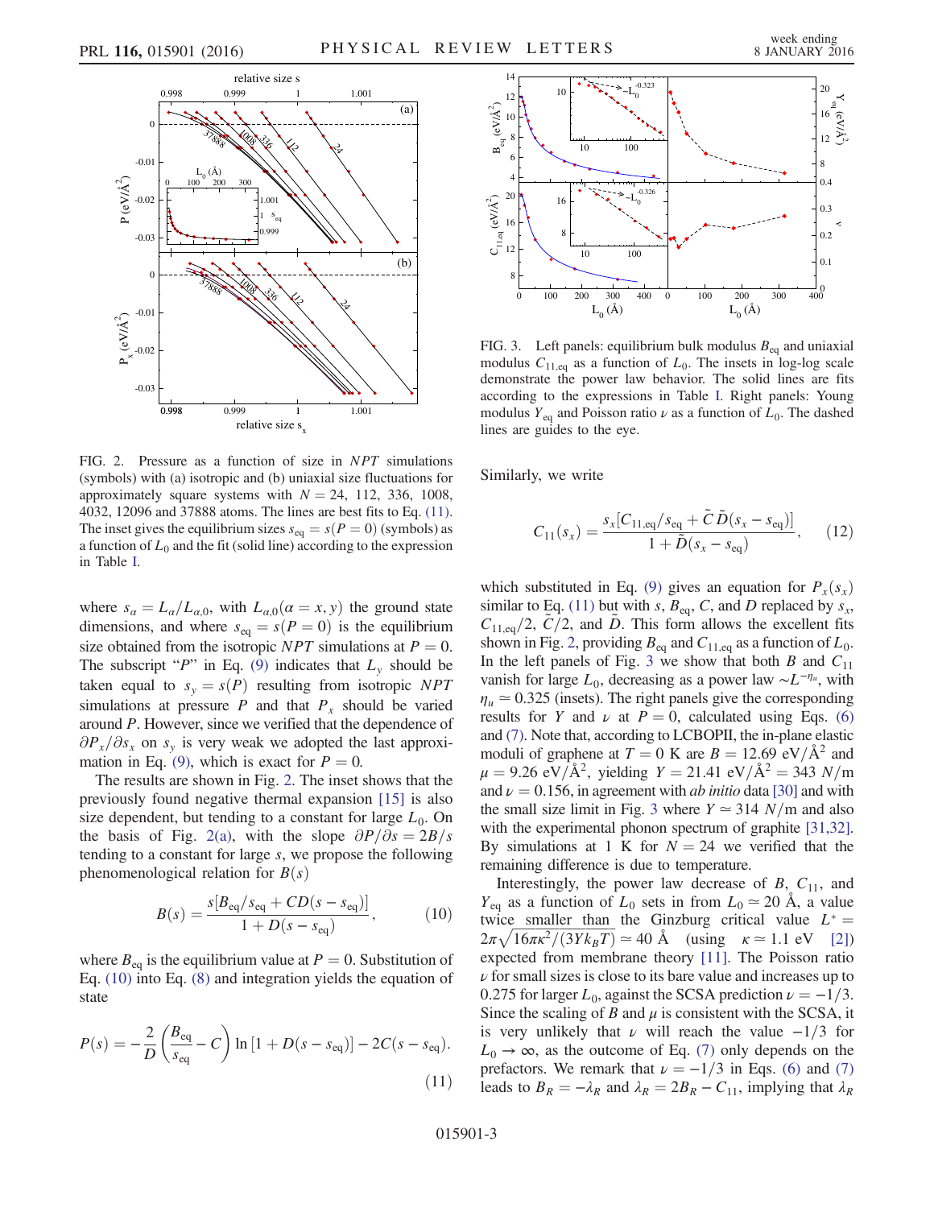FIG. 2. Pressure as a function of size in *NPT* simulations (symbols) with (a) isotropic and (b) uniaxial size fluctuations for approximately square systems with $N = 24$, 112, 336, 1008, 4032, 12096 and 37888 atoms. The lines are best fits to Eq. (11). The inset gives the equilibrium sizes $s_{eq} = s(P = 0)$ (symbols) as a function of $L_0$ and the fit (solid line) according to the expression in Table I.

where $s_\alpha = L_\alpha/L_{\alpha,0}$, with $L_{\alpha,0}(\alpha = x, y)$ the ground state dimensions, and where $s_{eq} = s(P = 0)$ is the equilibrium size obtained from the isotropic *NPT* simulations at $P = 0$. The subscript "$P$" in Eq. (9) indicates that $L_y$ should be taken equal to $s_y = s(P)$ resulting from isotropic *NPT* simulations at pressure $P$ and that $P_x$ should be varied around $P$. However, since we verified that the dependence of $\partial P_x/\partial s_x$ on $s_y$ is very weak we adopted the last approximation in Eq. (9), which is exact for $P = 0$.

The results are shown in Fig. 2. The inset shows that the previously found negative thermal expansion [15] is also size dependent, but tending to a constant for large $L_0$. On the basis of Fig. 2(a), with the slope $\partial P/\partial s = 2B/s$ tending to a constant for large $s$, we propose the following phenomenological relation for $B(s)$

$$B(s) = \frac{s[B_{eq}/s_{eq} + CD(s - s_{eq})]}{1 + D(s - s_{eq})}, \tag{10}$$

where $B_{eq}$ is the equilibrium value at $P = 0$. Substitution of Eq. (10) into Eq. (8) and integration yields the equation of state

$$P(s) = -\frac{2}{D}\left(\frac{B_{eq}}{s_{eq}} - C\right)\ln\left[1 + D(s - s_{eq})\right] - 2C(s - s_{eq}). \tag{11}$$

FIG. 3. Left panels: equilibrium bulk modulus $B_{eq}$ and uniaxial modulus $C_{11,eq}$ as a function of $L_0$. The insets in log-log scale demonstrate the power law behavior. The solid lines are fits according to the expressions in Table I. Right panels: Young modulus $Y_{eq}$ and Poisson ratio $\nu$ as a function of $L_0$. The dashed lines are guides to the eye.

Similarly, we write

$$C_{11}(s_x) = \frac{s_x[C_{11,eq}/s_{eq} + \tilde{C}\tilde{D}(s_x - s_{eq})]}{1 + \tilde{D}(s_x - s_{eq})}, \tag{12}$$

which substituted in Eq. (9) gives an equation for $P_x(s_x)$ similar to Eq. (11) but with $s$, $B_{eq}$, $C$, and $D$ replaced by $s_x$, $C_{11,eq}/2$, $\tilde{C}/2$, and $\tilde{D}$. This form allows the excellent fits shown in Fig. 2, providing $B_{eq}$ and $C_{11,eq}$ as a function of $L_0$. In the left panels of Fig. 3 we show that both $B$ and $C_{11}$ vanish for large $L_0$, decreasing as a power law $\sim L^{-\eta_u}$, with $\eta_u \simeq 0.325$ (insets). The right panels give the corresponding results for $Y$ and $\nu$ at $P = 0$, calculated using Eqs. (6) and (7). Note that, according to LCBOPII, the in-plane elastic moduli of graphene at $T = 0$ K are $B = 12.69$ eV/Å$^2$ and $\mu = 9.26$ eV/Å$^2$, yielding $Y = 21.41$ eV/Å$^2$ $= 343$ $N$/m and $\nu = 0.156$, in agreement with *ab initio* data [30] and with the small size limit in Fig. 3 where $Y \simeq 314$ $N$/m and also with the experimental phonon spectrum of graphite [31,32]. By simulations at 1 K for $N = 24$ we verified that the remaining difference is due to temperature.

Interestingly, the power law decrease of $B$, $C_{11}$, and $Y_{eq}$ as a function of $L_0$ sets in from $L_0 \simeq 20$ Å, a value twice smaller than the Ginzburg critical value $L^* = 2\pi\sqrt{16\pi\kappa^2/(3Yk_BT)} \simeq 40$ Å (using $\kappa \simeq 1.1$ eV [2]) expected from membrane theory [11]. The Poisson ratio $\nu$ for small sizes is close to its bare value and increases up to 0.275 for larger $L_0$, against the SCSA prediction $\nu = -1/3$. Since the scaling of $B$ and $\mu$ is consistent with the SCSA, it is very unlikely that $\nu$ will reach the value $-1/3$ for $L_0 \to \infty$, as the outcome of Eq. (7) only depends on the prefactors. We remark that $\nu = -1/3$ in Eqs. (6) and (7) leads to $B_R = -\lambda_R$ and $\lambda_R = 2B_R - C_{11}$, implying that $\lambda_R$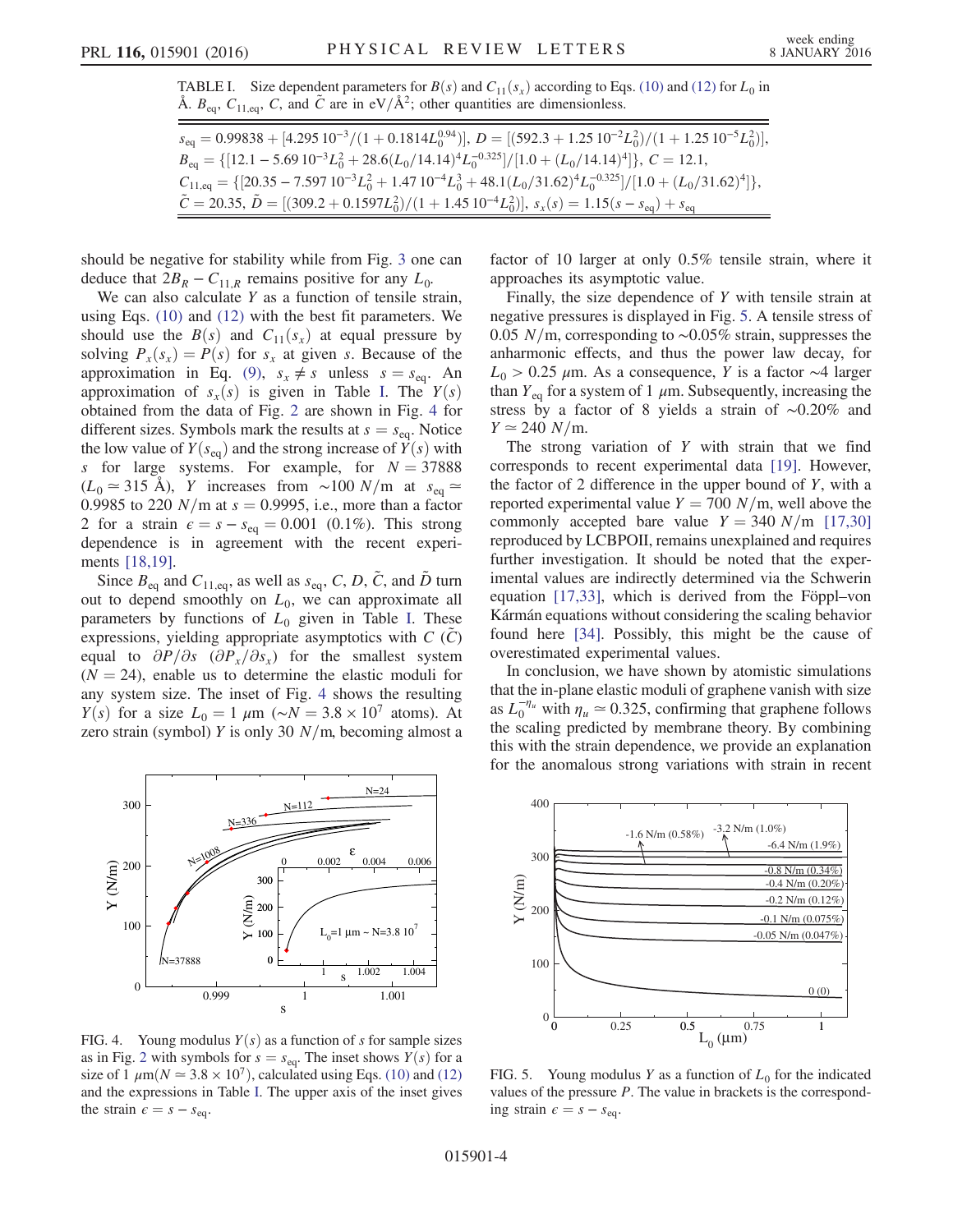TABLE I. Size dependent parameters for $B(s)$ and $C_{11}(s_x)$ according to Eqs. (10) and (12) for $L_0$ in Å. $B_{\rm eq}$, $C_{11,\rm eq}$, $C$, and $\tilde{C}$ are in eV/Å$^2$; other quantities are dimensionless.

$s_{\rm eq} = 0.99838 + [4.295\,10^{-3}/(1 + 0.1814 L_0^{0.94})]$, $D = [(592.3 + 1.25\,10^{-2} L_0^2)/(1 + 1.25\,10^{-5} L_0^2)]$,
$B_{\rm eq} = \{[12.1 - 5.69\,10^{-3} L_0^2 + 28.6(L_0/14.14)^4 L_0^{-0.325}]/[1.0 + (L_0/14.14)^4]\}$, $C = 12.1$,
$C_{11,\rm eq} = \{[20.35 - 7.597\,10^{-3} L_0^2 + 1.47\,10^{-4} L_0^3 + 48.1(L_0/31.62)^4 L_0^{-0.325}]/[1.0 + (L_0/31.62)^4]\}$,
$\tilde{C} = 20.35$, $\tilde{D} = [(309.2 + 0.1597 L_0^2)/(1 + 1.45\,10^{-4} L_0^2)]$, $s_x(s) = 1.15(s - s_{\rm eq}) + s_{\rm eq}$

should be negative for stability while from Fig. 3 one can deduce that $2B_R - C_{11,R}$ remains positive for any $L_0$.

We can also calculate $Y$ as a function of tensile strain, using Eqs. (10) and (12) with the best fit parameters. We should use the $B(s)$ and $C_{11}(s_x)$ at equal pressure by solving $P_x(s_x) = P(s)$ for $s_x$ at given $s$. Because of the approximation in Eq. (9), $s_x \neq s$ unless $s = s_{\rm eq}$. An approximation of $s_x(s)$ is given in Table I. The $Y(s)$ obtained from the data of Fig. 2 are shown in Fig. 4 for different sizes. Symbols mark the results at $s = s_{\rm eq}$. Notice the low value of $Y(s_{\rm eq})$ and the strong increase of $Y(s)$ with $s$ for large systems. For example, for $N = 37888$ ($L_0 \simeq 315$ Å), $Y$ increases from $\sim 100$ $N$/m at $s_{\rm eq} \simeq 0.9985$ to 220 $N$/m at $s = 0.9995$, i.e., more than a factor 2 for a strain $\epsilon = s - s_{\rm eq} = 0.001$ (0.1%). This strong dependence is in agreement with the recent experiments [18,19].

Since $B_{\rm eq}$ and $C_{11,\rm eq}$, as well as $s_{\rm eq}$, $C$, $D$, $\tilde{C}$, and $\tilde{D}$ turn out to depend smoothly on $L_0$, we can approximate all parameters by functions of $L_0$ given in Table I. These expressions, yielding appropriate asymptotics with $C$ ($\tilde{C}$) equal to $\partial P/\partial s$ ($\partial P_x/\partial s_x$) for the smallest system ($N = 24$), enable us to determine the elastic moduli for any system size. The inset of Fig. 4 shows the resulting $Y(s)$ for a size $L_0 = 1$ $\mu$m ($\sim N = 3.8 \times 10^7$ atoms). At zero strain (symbol) $Y$ is only 30 $N$/m, becoming almost a factor of 10 larger at only 0.5% tensile strain, where it approaches its asymptotic value.

Finally, the size dependence of $Y$ with tensile strain at negative pressures is displayed in Fig. 5. A tensile stress of 0.05 $N$/m, corresponding to $\sim$0.05% strain, suppresses the anharmonic effects, and thus the power law decay, for $L_0 > 0.25$ $\mu$m. As a consequence, $Y$ is a factor $\sim$4 larger than $Y_{\rm eq}$ for a system of 1 $\mu$m. Subsequently, increasing the stress by a factor of 8 yields a strain of $\sim$0.20% and $Y \simeq 240$ $N$/m.

The strong variation of $Y$ with strain that we find corresponds to recent experimental data [19]. However, the factor of 2 difference in the upper bound of $Y$, with a reported experimental value $Y = 700$ $N$/m, well above the commonly accepted bare value $Y = 340$ $N$/m [17,30] reproduced by LCBPOII, remains unexplained and requires further investigation. It should be noted that the experimental values are indirectly determined via the Schwerin equation [17,33], which is derived from the Föppl–von Kármán equations without considering the scaling behavior found here [34]. Possibly, this might be the cause of overestimated experimental values.

In conclusion, we have shown by atomistic simulations that the in-plane elastic moduli of graphene vanish with size as $L_0^{-\eta_u}$ with $\eta_u \simeq 0.325$, confirming that graphene follows the scaling predicted by membrane theory. By combining this with the strain dependence, we provide an explanation for the anomalous strong variations with strain in recent

FIG. 4. Young modulus $Y(s)$ as a function of $s$ for sample sizes as in Fig. 2 with symbols for $s = s_{\rm eq}$. The inset shows $Y(s)$ for a size of 1 $\mu$m($N \simeq 3.8 \times 10^7$), calculated using Eqs. (10) and (12) and the expressions in Table I. The upper axis of the inset gives the strain $\epsilon = s - s_{\rm eq}$.

FIG. 5. Young modulus $Y$ as a function of $L_0$ for the indicated values of the pressure $P$. The value in brackets is the corresponding strain $\epsilon = s - s_{\rm eq}$.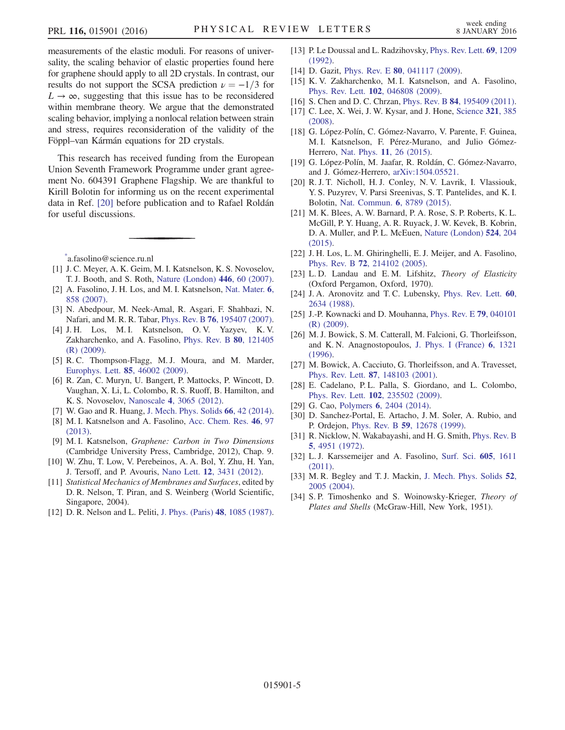measurements of the elastic moduli. For reasons of universality, the scaling behavior of elastic properties found here for graphene should apply to all 2D crystals. In contrast, our results do not support the SCSA prediction $\nu = -1/3$ for $L \to \infty$, suggesting that this issue has to be reconsidered within membrane theory. We argue that the demonstrated scaling behavior, implying a nonlocal relation between strain and stress, requires reconsideration of the validity of the Föppl–van Kármán equations for 2D crystals.

This research has received funding from the European Union Seventh Framework Programme under grant agreement No. 604391 Graphene Flagship. We are thankful to Kirill Bolotin for informing us on the recent experimental data in Ref. [20] before publication and to Rafael Roldán for useful discussions.

---

*a.fasolino@science.ru.nl

[1] J. C. Meyer, A. K. Geim, M. I. Katsnelson, K. S. Novoselov, T. J. Booth, and S. Roth, Nature (London) **446**, 60 (2007).

[2] A. Fasolino, J. H. Los, and M. I. Katsnelson, Nat. Mater. **6**, 858 (2007).

[3] N. Abedpour, M. Neek-Amal, R. Asgari, F. Shahbazi, N. Nafari, and M. R. R. Tabar, Phys. Rev. B **76**, 195407 (2007).

[4] J. H. Los, M. I. Katsnelson, O. V. Yazyev, K. V. Zakharchenko, and A. Fasolino, Phys. Rev. B **80**, 121405 (R) (2009).

[5] R. C. Thompson-Flagg, M. J. Moura, and M. Marder, Europhys. Lett. **85**, 46002 (2009).

[6] R. Zan, C. Muryn, U. Bangert, P. Mattocks, P. Wincott, D. Vaughan, X. Li, L. Colombo, R. S. Ruoff, B. Hamilton, and K. S. Novoselov, Nanoscale **4**, 3065 (2012).

[7] W. Gao and R. Huang, J. Mech. Phys. Solids **66**, 42 (2014).

[8] M. I. Katsnelson and A. Fasolino, Acc. Chem. Res. **46**, 97 (2013).

[9] M. I. Katsnelson, *Graphene: Carbon in Two Dimensions* (Cambridge University Press, Cambridge, 2012), Chap. 9.

[10] W. Zhu, T. Low, V. Perebeinos, A. A. Bol, Y. Zhu, H. Yan, J. Tersoff, and P. Avouris, Nano Lett. **12**, 3431 (2012).

[11] *Statistical Mechanics of Membranes and Surfaces*, edited by D. R. Nelson, T. Piran, and S. Weinberg (World Scientific, Singapore, 2004).

[12] D. R. Nelson and L. Peliti, J. Phys. (Paris) **48**, 1085 (1987).

[13] P. Le Doussal and L. Radzihovsky, Phys. Rev. Lett. **69**, 1209 (1992).

[14] D. Gazit, Phys. Rev. E **80**, 041117 (2009).

[15] K. V. Zakharchenko, M. I. Katsnelson, and A. Fasolino, Phys. Rev. Lett. **102**, 046808 (2009).

[16] S. Chen and D. C. Chrzan, Phys. Rev. B **84**, 195409 (2011).

[17] C. Lee, X. Wei, J. W. Kysar, and J. Hone, Science **321**, 385 (2008).

[18] G. López-Polín, C. Gómez-Navarro, V. Parente, F. Guinea, M. I. Katsnelson, F. Pérez-Murano, and Julio Gómez-Herrero, Nat. Phys. **11**, 26 (2015).

[19] G. López-Polín, M. Jaafar, R. Roldán, C. Gómez-Navarro, and J. Gómez-Herrero, arXiv:1504.05521.

[20] R. J. T. Nicholl, H. J. Conley, N. V. Lavrik, I. Vlassiouk, Y. S. Puzyrev, V. Parsi Sreenivas, S. T. Pantelides, and K. I. Bolotin, Nat. Commun. **6**, 8789 (2015).

[21] M. K. Blees, A. W. Barnard, P. A. Rose, S. P. Roberts, K. L. McGill, P. Y. Huang, A. R. Ruyack, J. W. Kevek, B. Kobrin, D. A. Muller, and P. L. McEuen, Nature (London) **524**, 204 (2015).

[22] J. H. Los, L. M. Ghiringhelli, E. J. Meijer, and A. Fasolino, Phys. Rev. B **72**, 214102 (2005).

[23] L. D. Landau and E. M. Lifshitz, *Theory of Elasticity* (Oxford Pergamon, Oxford, 1970).

[24] J. A. Aronovitz and T. C. Lubensky, Phys. Rev. Lett. **60**, 2634 (1988).

[25] J.-P. Kownacki and D. Mouhanna, Phys. Rev. E **79**, 040101 (R) (2009).

[26] M. J. Bowick, S. M. Catterall, M. Falcioni, G. Thorleifsson, and K. N. Anagnostopoulos, J. Phys. I (France) **6**, 1321 (1996).

[27] M. Bowick, A. Cacciuto, G. Thorleifsson, and A. Travesset, Phys. Rev. Lett. **87**, 148103 (2001).

[28] E. Cadelano, P. L. Palla, S. Giordano, and L. Colombo, Phys. Rev. Lett. **102**, 235502 (2009).

[29] G. Cao, Polymers **6**, 2404 (2014).

[30] D. Sanchez-Portal, E. Artacho, J. M. Soler, A. Rubio, and P. Ordejon, Phys. Rev. B **59**, 12678 (1999).

[31] R. Nicklow, N. Wakabayashi, and H. G. Smith, Phys. Rev. B **5**, 4951 (1972).

[32] L. J. Karssemeijer and A. Fasolino, Surf. Sci. **605**, 1611 (2011).

[33] M. R. Begley and T. J. Mackin, J. Mech. Phys. Solids **52**, 2005 (2004).

[34] S. P. Timoshenko and S. Woinowsky-Krieger, *Theory of Plates and Shells* (McGraw-Hill, New York, 1951).